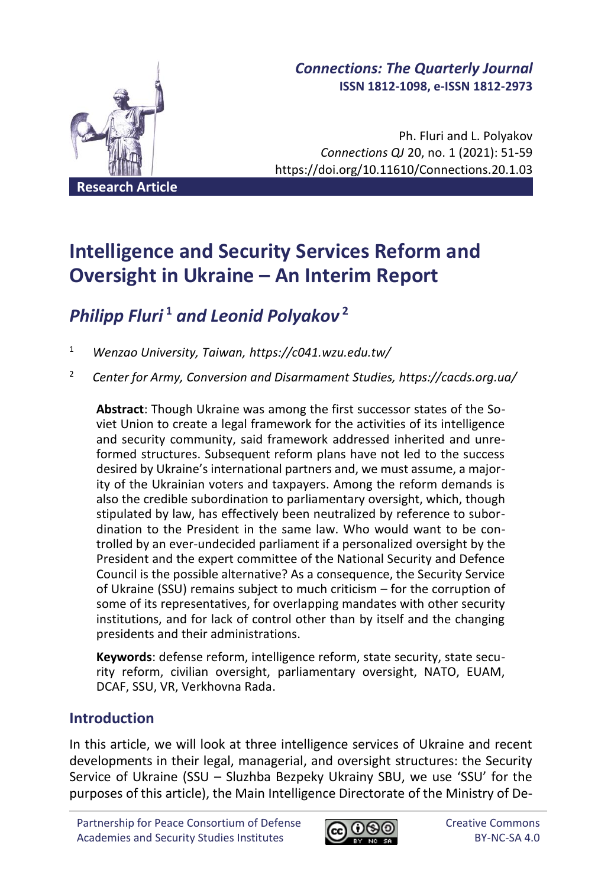*Connections: The Quarterly Journal*
**ISSN 1812-1098, e-ISSN 1812-2973**

Ph. Fluri and L. Polyakov
*Connections QJ* 20, no. 1 (2021): 51-59
https://doi.org/10.11610/Connections.20.1.03

**Research Article**

# Intelligence and Security Services Reform and Oversight in Ukraine – An Interim Report

## *Philipp Fluri*[1] *and Leonid Polyakov*[2]

[1] *Wenzao University, Taiwan, https://c041.wzu.edu.tw/*

[2] *Center for Army, Conversion and Disarmament Studies, https://cacds.org.ua/*

**Abstract**: Though Ukraine was among the first successor states of the Soviet Union to create a legal framework for the activities of its intelligence and security community, said framework addressed inherited and unreformed structures. Subsequent reform plans have not led to the success desired by Ukraine's international partners and, we must assume, a majority of the Ukrainian voters and taxpayers. Among the reform demands is also the credible subordination to parliamentary oversight, which, though stipulated by law, has effectively been neutralized by reference to subordination to the President in the same law. Who would want to be controlled by an ever-undecided parliament if a personalized oversight by the President and the expert committee of the National Security and Defence Council is the possible alternative? As a consequence, the Security Service of Ukraine (SSU) remains subject to much criticism – for the corruption of some of its representatives, for overlapping mandates with other security institutions, and for lack of control other than by itself and the changing presidents and their administrations.

**Keywords**: defense reform, intelligence reform, state security, state security reform, civilian oversight, parliamentary oversight, NATO, EUAM, DCAF, SSU, VR, Verkhovna Rada.

## Introduction

In this article, we will look at three intelligence services of Ukraine and recent developments in their legal, managerial, and oversight structures: the Security Service of Ukraine (SSU – Sluzhba Bezpeky Ukrainy SBU, we use 'SSU' for the purposes of this article), the Main Intelligence Directorate of the Ministry of De-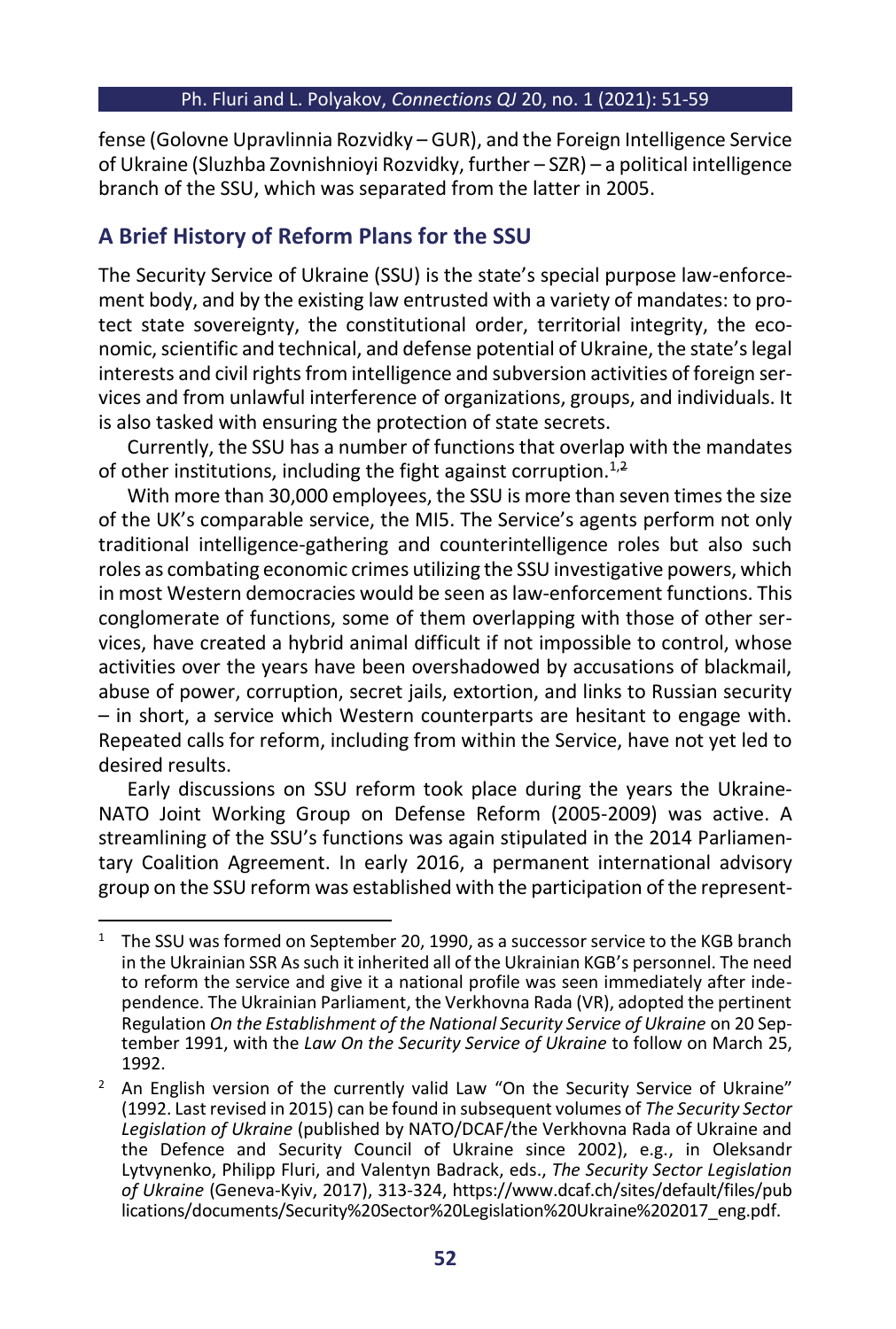fense (Golovne Upravlinnia Rozvidky – GUR), and the Foreign Intelligence Service of Ukraine (Sluzhba Zovnishnioyi Rozvidky, further – SZR) – a political intelligence branch of the SSU, which was separated from the latter in 2005.

## A Brief History of Reform Plans for the SSU

The Security Service of Ukraine (SSU) is the state's special purpose law-enforcement body, and by the existing law entrusted with a variety of mandates: to protect state sovereignty, the constitutional order, territorial integrity, the economic, scientific and technical, and defense potential of Ukraine, the state's legal interests and civil rights from intelligence and subversion activities of foreign services and from unlawful interference of organizations, groups, and individuals. It is also tasked with ensuring the protection of state secrets.

Currently, the SSU has a number of functions that overlap with the mandates of other institutions, including the fight against corruption.[1,2]

With more than 30,000 employees, the SSU is more than seven times the size of the UK's comparable service, the MI5. The Service's agents perform not only traditional intelligence-gathering and counterintelligence roles but also such roles as combating economic crimes utilizing the SSU investigative powers, which in most Western democracies would be seen as law-enforcement functions. This conglomerate of functions, some of them overlapping with those of other services, have created a hybrid animal difficult if not impossible to control, whose activities over the years have been overshadowed by accusations of blackmail, abuse of power, corruption, secret jails, extortion, and links to Russian security – in short, a service which Western counterparts are hesitant to engage with. Repeated calls for reform, including from within the Service, have not yet led to desired results.

Early discussions on SSU reform took place during the years the Ukraine-NATO Joint Working Group on Defense Reform (2005-2009) was active. A streamlining of the SSU's functions was again stipulated in the 2014 Parliamentary Coalition Agreement. In early 2016, a permanent international advisory group on the SSU reform was established with the participation of the represent-

---

[1] The SSU was formed on September 20, 1990, as a successor service to the KGB branch in the Ukrainian SSR As such it inherited all of the Ukrainian KGB's personnel. The need to reform the service and give it a national profile was seen immediately after independence. The Ukrainian Parliament, the Verkhovna Rada (VR), adopted the pertinent Regulation *On the Establishment of the National Security Service of Ukraine* on 20 September 1991, with the *Law On the Security Service of Ukraine* to follow on March 25, 1992.

[2] An English version of the currently valid Law "On the Security Service of Ukraine" (1992. Last revised in 2015) can be found in subsequent volumes of *The Security Sector Legislation of Ukraine* (published by NATO/DCAF/the Verkhovna Rada of Ukraine and the Defence and Security Council of Ukraine since 2002), e.g., in Oleksandr Lytvynenko, Philipp Fluri, and Valentyn Badrack, eds., *The Security Sector Legislation of Ukraine* (Geneva-Kyiv, 2017), 313-324, https://www.dcaf.ch/sites/default/files/publications/documents/Security%20Sector%20Legislation%20Ukraine%202017_eng.pdf.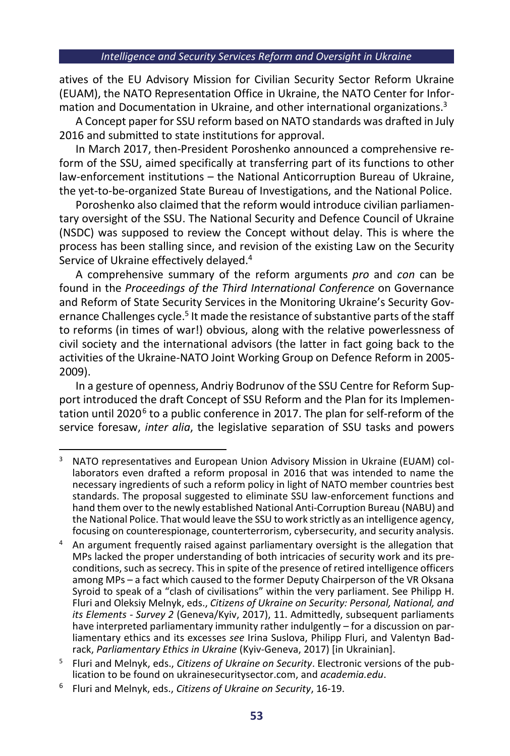atives of the EU Advisory Mission for Civilian Security Sector Reform Ukraine (EUAM), the NATO Representation Office in Ukraine, the NATO Center for Information and Documentation in Ukraine, and other international organizations.[3]

A Concept paper for SSU reform based on NATO standards was drafted in July 2016 and submitted to state institutions for approval.

In March 2017, then-President Poroshenko announced a comprehensive reform of the SSU, aimed specifically at transferring part of its functions to other law-enforcement institutions – the National Anticorruption Bureau of Ukraine, the yet-to-be-organized State Bureau of Investigations, and the National Police.

Poroshenko also claimed that the reform would introduce civilian parliamentary oversight of the SSU. The National Security and Defence Council of Ukraine (NSDC) was supposed to review the Concept without delay. This is where the process has been stalling since, and revision of the existing Law on the Security Service of Ukraine effectively delayed.[4]

A comprehensive summary of the reform arguments *pro* and *con* can be found in the *Proceedings of the Third International Conference* on Governance and Reform of State Security Services in the Monitoring Ukraine's Security Governance Challenges cycle.[5] It made the resistance of substantive parts of the staff to reforms (in times of war!) obvious, along with the relative powerlessness of civil society and the international advisors (the latter in fact going back to the activities of the Ukraine-NATO Joint Working Group on Defence Reform in 2005-2009).

In a gesture of openness, Andriy Bodrunov of the SSU Centre for Reform Support introduced the draft Concept of SSU Reform and the Plan for its Implementation until 2020[6] to a public conference in 2017. The plan for self-reform of the service foresaw, *inter alia*, the legislative separation of SSU tasks and powers

---

[3] NATO representatives and European Union Advisory Mission in Ukraine (EUAM) collaborators even drafted a reform proposal in 2016 that was intended to name the necessary ingredients of such a reform policy in light of NATO member countries best standards. The proposal suggested to eliminate SSU law-enforcement functions and hand them over to the newly established National Anti-Corruption Bureau (NABU) and the National Police. That would leave the SSU to work strictly as an intelligence agency, focusing on counterespionage, counterterrorism, cybersecurity, and security analysis.

[4] An argument frequently raised against parliamentary oversight is the allegation that MPs lacked the proper understanding of both intricacies of security work and its preconditions, such as secrecy. This in spite of the presence of retired intelligence officers among MPs – a fact which caused to the former Deputy Chairperson of the VR Oksana Syroid to speak of a "clash of civilisations" within the very parliament. See Philipp H. Fluri and Oleksiy Melnyk, eds., *Citizens of Ukraine on Security: Personal, National, and its Elements - Survey 2* (Geneva/Kyiv, 2017), 11. Admittedly, subsequent parliaments have interpreted parliamentary immunity rather indulgently – for a discussion on parliamentary ethics and its excesses *see* Irina Suslova, Philipp Fluri, and Valentyn Badrack, *Parliamentary Ethics in Ukraine* (Kyiv-Geneva, 2017) [in Ukrainian].

[5] Fluri and Melnyk, eds., *Citizens of Ukraine on Security*. Electronic versions of the publication to be found on ukrainesecuritysector.com, and *academia.edu*.

[6] Fluri and Melnyk, eds., *Citizens of Ukraine on Security*, 16-19.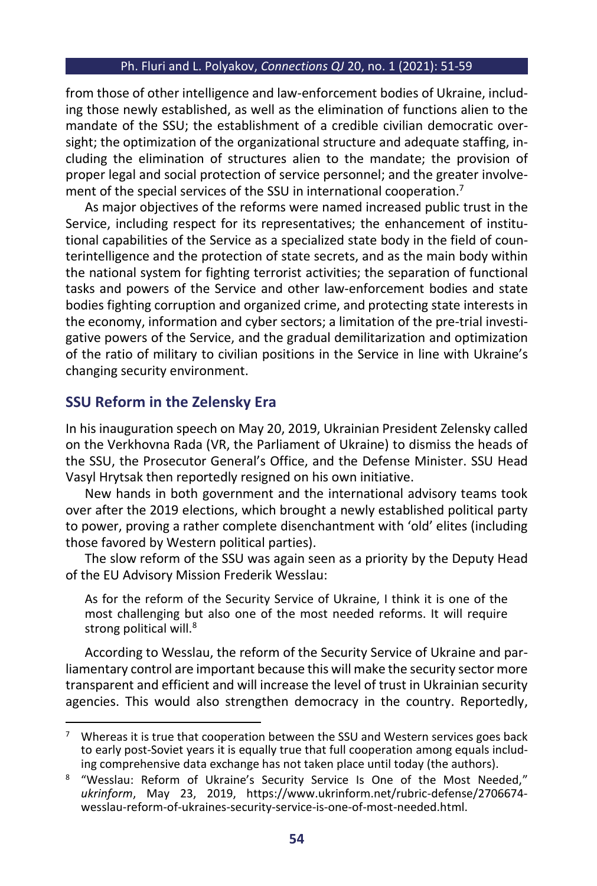from those of other intelligence and law-enforcement bodies of Ukraine, including those newly established, as well as the elimination of functions alien to the mandate of the SSU; the establishment of a credible civilian democratic oversight; the optimization of the organizational structure and adequate staffing, including the elimination of structures alien to the mandate; the provision of proper legal and social protection of service personnel; and the greater involvement of the special services of the SSU in international cooperation.[7]

As major objectives of the reforms were named increased public trust in the Service, including respect for its representatives; the enhancement of institutional capabilities of the Service as a specialized state body in the field of counterintelligence and the protection of state secrets, and as the main body within the national system for fighting terrorist activities; the separation of functional tasks and powers of the Service and other law-enforcement bodies and state bodies fighting corruption and organized crime, and protecting state interests in the economy, information and cyber sectors; a limitation of the pre-trial investigative powers of the Service, and the gradual demilitarization and optimization of the ratio of military to civilian positions in the Service in line with Ukraine's changing security environment.

## SSU Reform in the Zelensky Era

In his inauguration speech on May 20, 2019, Ukrainian President Zelensky called on the Verkhovna Rada (VR, the Parliament of Ukraine) to dismiss the heads of the SSU, the Prosecutor General's Office, and the Defense Minister. SSU Head Vasyl Hrytsak then reportedly resigned on his own initiative.

New hands in both government and the international advisory teams took over after the 2019 elections, which brought a newly established political party to power, proving a rather complete disenchantment with 'old' elites (including those favored by Western political parties).

The slow reform of the SSU was again seen as a priority by the Deputy Head of the EU Advisory Mission Frederik Wesslau:

> As for the reform of the Security Service of Ukraine, I think it is one of the most challenging but also one of the most needed reforms. It will require strong political will.[8]

According to Wesslau, the reform of the Security Service of Ukraine and parliamentary control are important because this will make the security sector more transparent and efficient and will increase the level of trust in Ukrainian security agencies. This would also strengthen democracy in the country. Reportedly,

---

[7] Whereas it is true that cooperation between the SSU and Western services goes back to early post-Soviet years it is equally true that full cooperation among equals including comprehensive data exchange has not taken place until today (the authors).

[8] "Wesslau: Reform of Ukraine's Security Service Is One of the Most Needed," *ukrinform*, May 23, 2019, https://www.ukrinform.net/rubric-defense/2706674-wesslau-reform-of-ukraines-security-service-is-one-of-most-needed.html.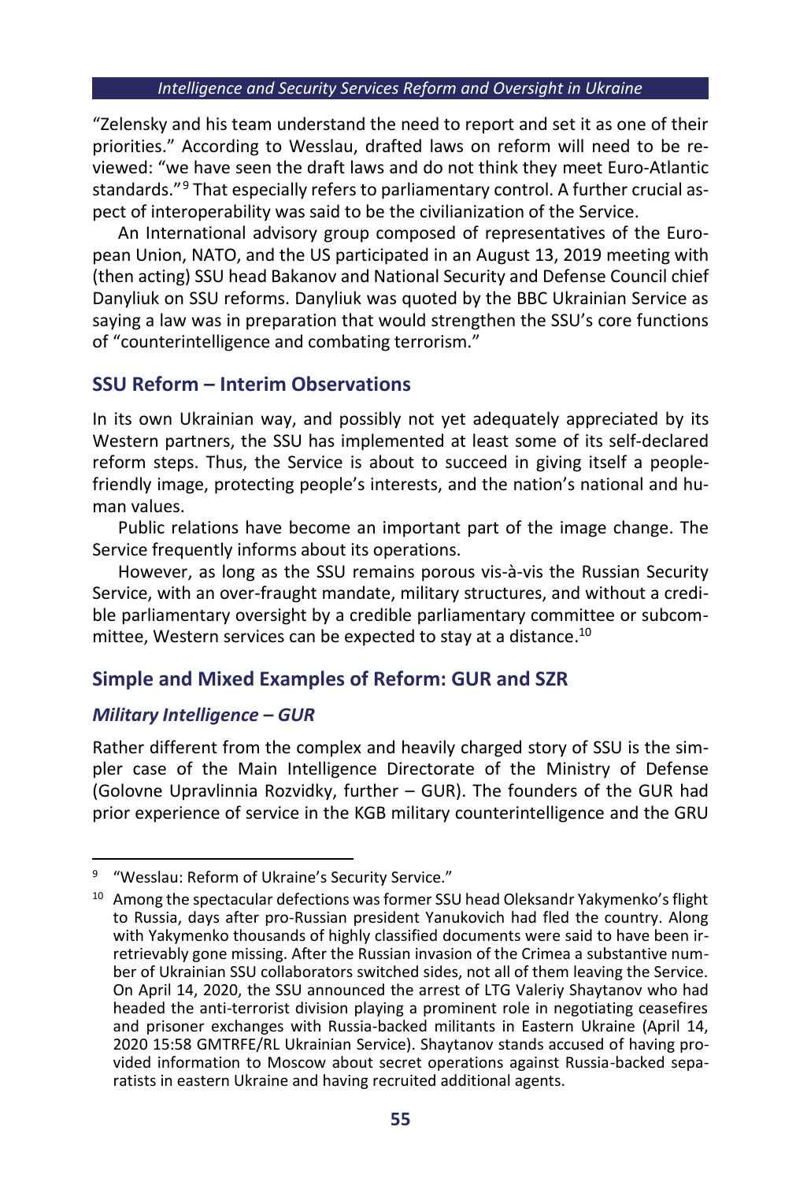"Zelensky and his team understand the need to report and set it as one of their priorities." According to Wesslau, drafted laws on reform will need to be reviewed: "we have seen the draft laws and do not think they meet Euro-Atlantic standards."[9] That especially refers to parliamentary control. A further crucial aspect of interoperability was said to be the civilianization of the Service.

An International advisory group composed of representatives of the European Union, NATO, and the US participated in an August 13, 2019 meeting with (then acting) SSU head Bakanov and National Security and Defense Council chief Danyliuk on SSU reforms. Danyliuk was quoted by the BBC Ukrainian Service as saying a law was in preparation that would strengthen the SSU's core functions of "counterintelligence and combating terrorism."

## SSU Reform – Interim Observations

In its own Ukrainian way, and possibly not yet adequately appreciated by its Western partners, the SSU has implemented at least some of its self-declared reform steps. Thus, the Service is about to succeed in giving itself a people-friendly image, protecting people's interests, and the nation's national and human values.

Public relations have become an important part of the image change. The Service frequently informs about its operations.

However, as long as the SSU remains porous vis-à-vis the Russian Security Service, with an over-fraught mandate, military structures, and without a credible parliamentary oversight by a credible parliamentary committee or subcommittee, Western services can be expected to stay at a distance.[10]

## Simple and Mixed Examples of Reform: GUR and SZR

### *Military Intelligence – GUR*

Rather different from the complex and heavily charged story of SSU is the simpler case of the Main Intelligence Directorate of the Ministry of Defense (Golovne Upravlinnia Rozvidky, further – GUR). The founders of the GUR had prior experience of service in the KGB military counterintelligence and the GRU

---

[9] "Wesslau: Reform of Ukraine's Security Service."

[10] Among the spectacular defections was former SSU head Oleksandr Yakymenko's flight to Russia, days after pro-Russian president Yanukovich had fled the country. Along with Yakymenko thousands of highly classified documents were said to have been irretrievably gone missing. After the Russian invasion of the Crimea a substantive number of Ukrainian SSU collaborators switched sides, not all of them leaving the Service. On April 14, 2020, the SSU announced the arrest of LTG Valeriy Shaytanov who had headed the anti-terrorist division playing a prominent role in negotiating ceasefires and prisoner exchanges with Russia-backed militants in Eastern Ukraine (April 14, 2020 15:58 GMTRFE/RL Ukrainian Service). Shaytanov stands accused of having provided information to Moscow about secret operations against Russia-backed separatists in eastern Ukraine and having recruited additional agents.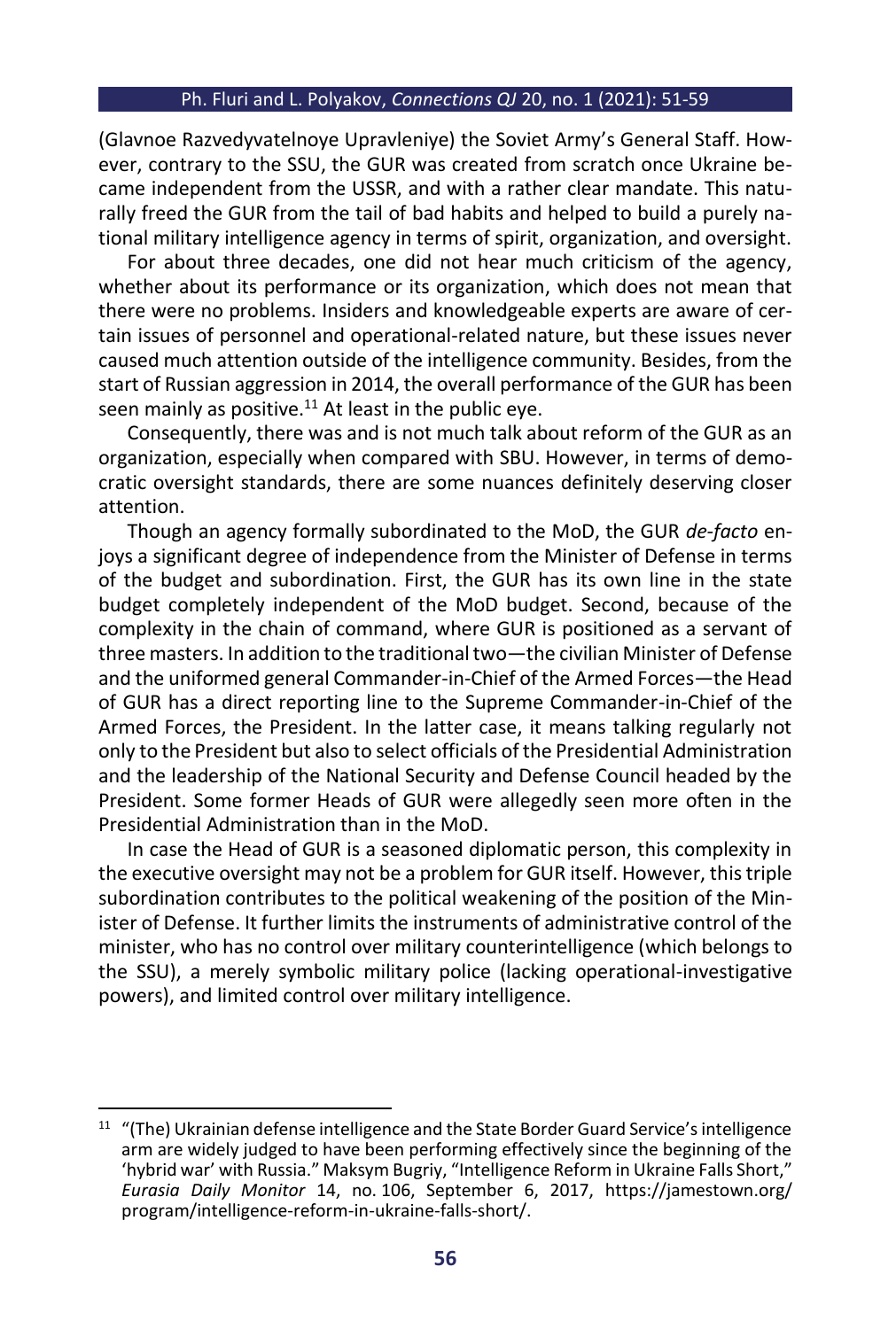(Glavnoe Razvedyvatelnoye Upravleniye) the Soviet Army's General Staff. However, contrary to the SSU, the GUR was created from scratch once Ukraine became independent from the USSR, and with a rather clear mandate. This naturally freed the GUR from the tail of bad habits and helped to build a purely national military intelligence agency in terms of spirit, organization, and oversight.

For about three decades, one did not hear much criticism of the agency, whether about its performance or its organization, which does not mean that there were no problems. Insiders and knowledgeable experts are aware of certain issues of personnel and operational-related nature, but these issues never caused much attention outside of the intelligence community. Besides, from the start of Russian aggression in 2014, the overall performance of the GUR has been seen mainly as positive.[11] At least in the public eye.

Consequently, there was and is not much talk about reform of the GUR as an organization, especially when compared with SBU. However, in terms of democratic oversight standards, there are some nuances definitely deserving closer attention.

Though an agency formally subordinated to the MoD, the GUR *de-facto* enjoys a significant degree of independence from the Minister of Defense in terms of the budget and subordination. First, the GUR has its own line in the state budget completely independent of the MoD budget. Second, because of the complexity in the chain of command, where GUR is positioned as a servant of three masters. In addition to the traditional two—the civilian Minister of Defense and the uniformed general Commander-in-Chief of the Armed Forces—the Head of GUR has a direct reporting line to the Supreme Commander-in-Chief of the Armed Forces, the President. In the latter case, it means talking regularly not only to the President but also to select officials of the Presidential Administration and the leadership of the National Security and Defense Council headed by the President. Some former Heads of GUR were allegedly seen more often in the Presidential Administration than in the MoD.

In case the Head of GUR is a seasoned diplomatic person, this complexity in the executive oversight may not be a problem for GUR itself. However, this triple subordination contributes to the political weakening of the position of the Minister of Defense. It further limits the instruments of administrative control of the minister, who has no control over military counterintelligence (which belongs to the SSU), a merely symbolic military police (lacking operational-investigative powers), and limited control over military intelligence.

---

[11] "(The) Ukrainian defense intelligence and the State Border Guard Service's intelligence arm are widely judged to have been performing effectively since the beginning of the 'hybrid war' with Russia." Maksym Bugriy, "Intelligence Reform in Ukraine Falls Short," *Eurasia Daily Monitor* 14, no. 106, September 6, 2017, https://jamestown.org/program/intelligence-reform-in-ukraine-falls-short/.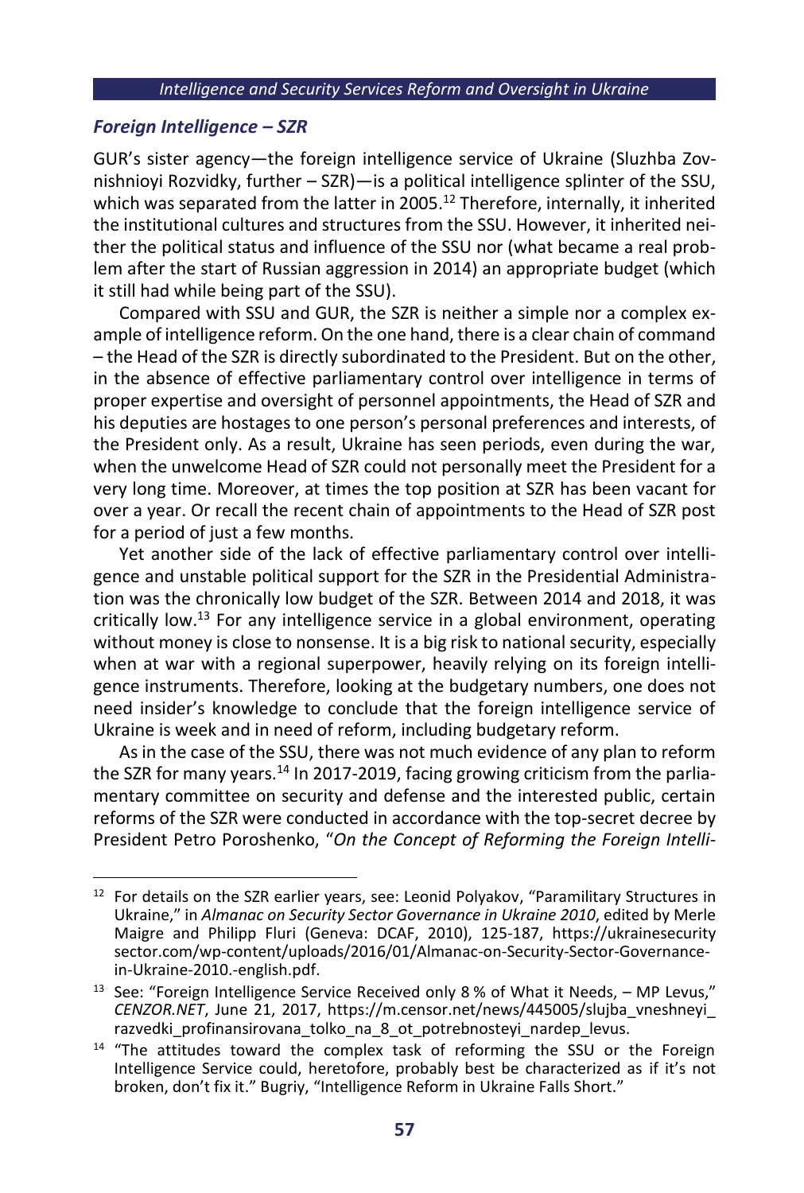### *Foreign Intelligence – SZR*

GUR's sister agency—the foreign intelligence service of Ukraine (Sluzhba Zovnishnioyi Rozvidky, further – SZR)—is a political intelligence splinter of the SSU, which was separated from the latter in 2005.[12] Therefore, internally, it inherited the institutional cultures and structures from the SSU. However, it inherited neither the political status and influence of the SSU nor (what became a real problem after the start of Russian aggression in 2014) an appropriate budget (which it still had while being part of the SSU).

Compared with SSU and GUR, the SZR is neither a simple nor a complex example of intelligence reform. On the one hand, there is a clear chain of command – the Head of the SZR is directly subordinated to the President. But on the other, in the absence of effective parliamentary control over intelligence in terms of proper expertise and oversight of personnel appointments, the Head of SZR and his deputies are hostages to one person's personal preferences and interests, of the President only. As a result, Ukraine has seen periods, even during the war, when the unwelcome Head of SZR could not personally meet the President for a very long time. Moreover, at times the top position at SZR has been vacant for over a year. Or recall the recent chain of appointments to the Head of SZR post for a period of just a few months.

Yet another side of the lack of effective parliamentary control over intelligence and unstable political support for the SZR in the Presidential Administration was the chronically low budget of the SZR. Between 2014 and 2018, it was critically low.[13] For any intelligence service in a global environment, operating without money is close to nonsense. It is a big risk to national security, especially when at war with a regional superpower, heavily relying on its foreign intelligence instruments. Therefore, looking at the budgetary numbers, one does not need insider's knowledge to conclude that the foreign intelligence service of Ukraine is week and in need of reform, including budgetary reform.

As in the case of the SSU, there was not much evidence of any plan to reform the SZR for many years.[14] In 2017-2019, facing growing criticism from the parliamentary committee on security and defense and the interested public, certain reforms of the SZR were conducted in accordance with the top-secret decree by President Petro Poroshenko, "*On the Concept of Reforming the Foreign Intelli-*

---

[12] For details on the SZR earlier years, see: Leonid Polyakov, "Paramilitary Structures in Ukraine," in *Almanac on Security Sector Governance in Ukraine 2010*, edited by Merle Maigre and Philipp Fluri (Geneva: DCAF, 2010), 125-187, https://ukrainesecuritysector.com/wp-content/uploads/2016/01/Almanac-on-Security-Sector-Governance-in-Ukraine-2010.-english.pdf.

[13] See: "Foreign Intelligence Service Received only 8 % of What it Needs, – MP Levus," *CENZOR.NET*, June 21, 2017, https://m.censor.net/news/445005/slujba_vneshneyi_razvedki_profinansirovana_tolko_na_8_ot_potrebnosteyi_nardep_levus.

[14] "The attitudes toward the complex task of reforming the SSU or the Foreign Intelligence Service could, heretofore, probably best be characterized as if it's not broken, don't fix it." Bugriy, "Intelligence Reform in Ukraine Falls Short."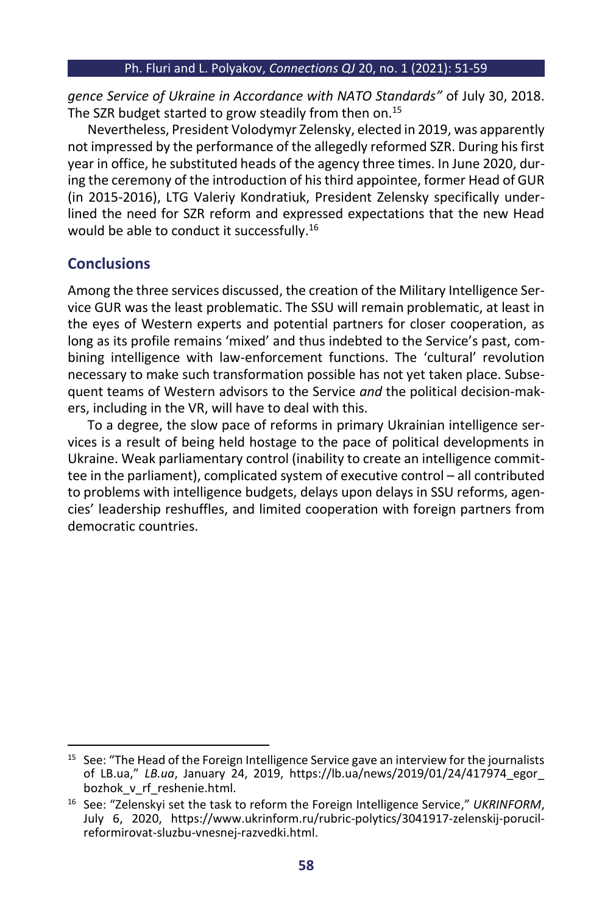*gence Service of Ukraine in Accordance with NATO Standards"* of July 30, 2018. The SZR budget started to grow steadily from then on.[15]

Nevertheless, President Volodymyr Zelensky, elected in 2019, was apparently not impressed by the performance of the allegedly reformed SZR. During his first year in office, he substituted heads of the agency three times. In June 2020, during the ceremony of the introduction of his third appointee, former Head of GUR (in 2015-2016), LTG Valeriy Kondratiuk, President Zelensky specifically underlined the need for SZR reform and expressed expectations that the new Head would be able to conduct it successfully.[16]

## Conclusions

Among the three services discussed, the creation of the Military Intelligence Service GUR was the least problematic. The SSU will remain problematic, at least in the eyes of Western experts and potential partners for closer cooperation, as long as its profile remains 'mixed' and thus indebted to the Service's past, combining intelligence with law-enforcement functions. The 'cultural' revolution necessary to make such transformation possible has not yet taken place. Subsequent teams of Western advisors to the Service *and* the political decision-makers, including in the VR, will have to deal with this.

To a degree, the slow pace of reforms in primary Ukrainian intelligence services is a result of being held hostage to the pace of political developments in Ukraine. Weak parliamentary control (inability to create an intelligence committee in the parliament), complicated system of executive control – all contributed to problems with intelligence budgets, delays upon delays in SSU reforms, agencies' leadership reshuffles, and limited cooperation with foreign partners from democratic countries.

---

[15] See: "The Head of the Foreign Intelligence Service gave an interview for the journalists of LB.ua," *LB.ua*, January 24, 2019, https://lb.ua/news/2019/01/24/417974_egor_bozhok_v_rf_reshenie.html.

[16] See: "Zelenskyi set the task to reform the Foreign Intelligence Service," *UKRINFORM*, July 6, 2020, https://www.ukrinform.ru/rubric-polytics/3041917-zelenskij-porucil-reformirovat-sluzbu-vnesnej-razvedki.html.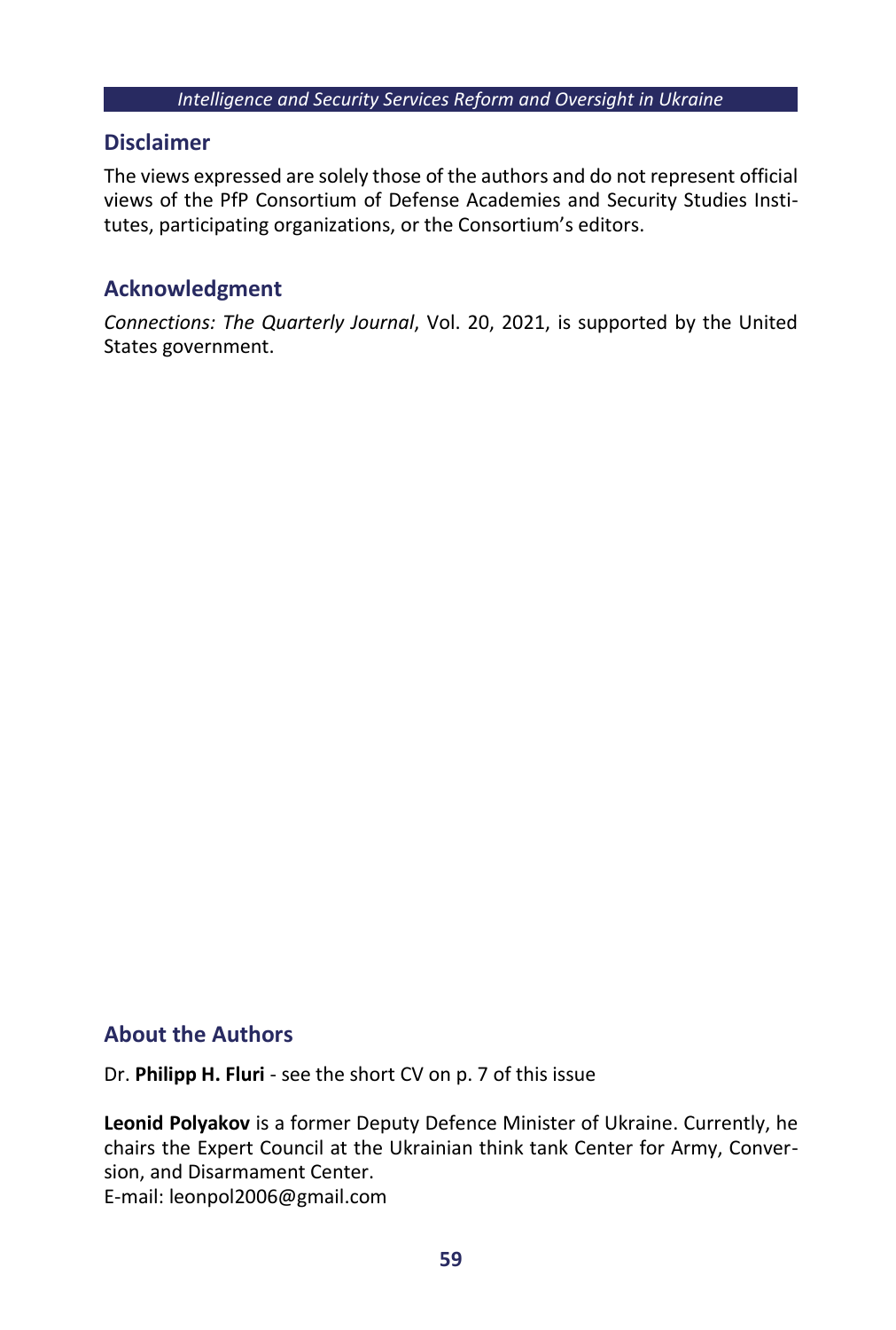## Disclaimer

The views expressed are solely those of the authors and do not represent official views of the PfP Consortium of Defense Academies and Security Studies Institutes, participating organizations, or the Consortium's editors.

## Acknowledgment

*Connections: The Quarterly Journal*, Vol. 20, 2021, is supported by the United States government.

## About the Authors

Dr. **Philipp H. Fluri** - see the short CV on p. 7 of this issue

**Leonid Polyakov** is a former Deputy Defence Minister of Ukraine. Currently, he chairs the Expert Council at the Ukrainian think tank Center for Army, Conversion, and Disarmament Center.
E-mail: leonpol2006@gmail.com